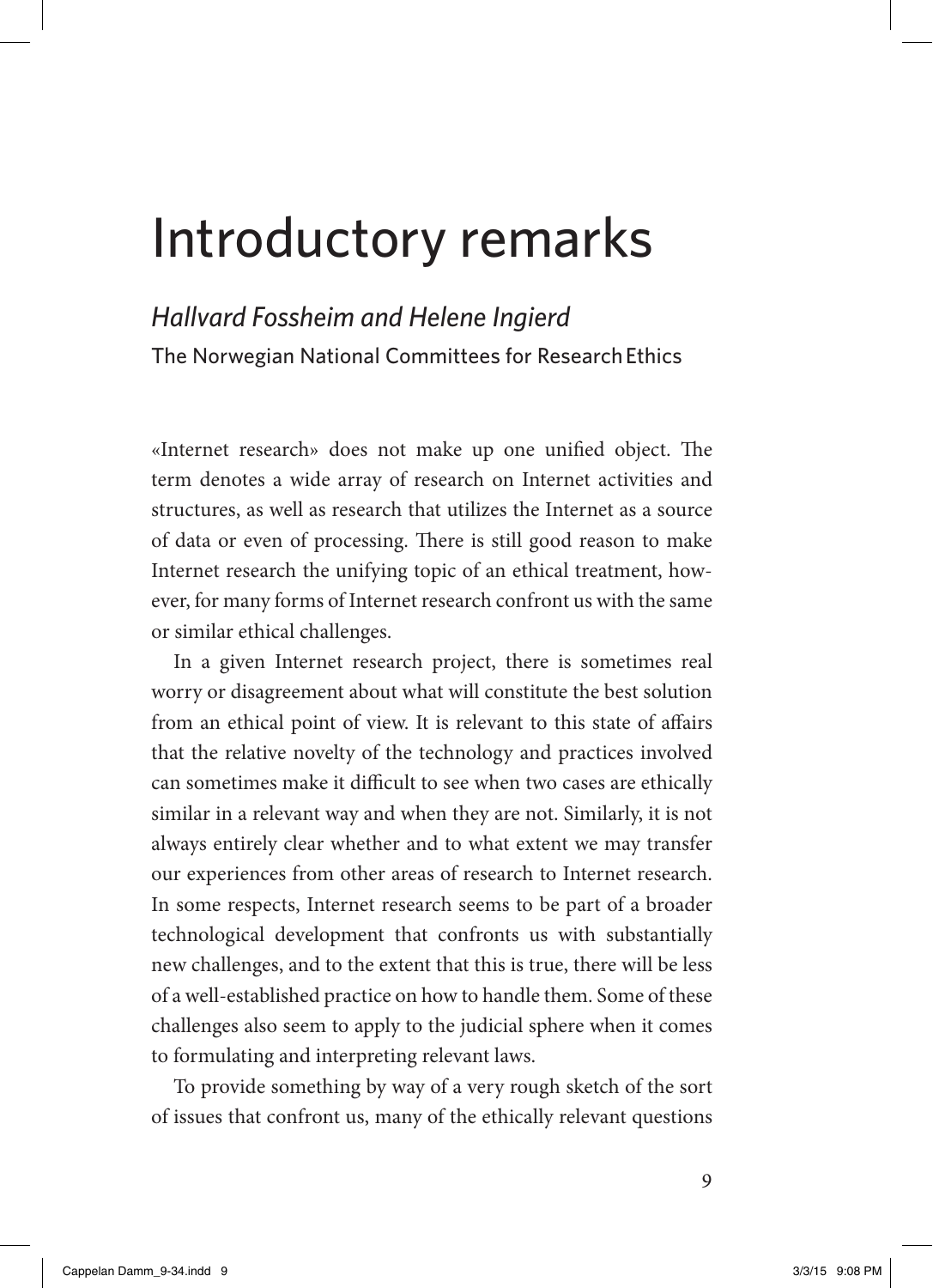# Introductory remarks

*Hallvard Fossheim and Helene Ingierd*

The Norwegian National Committees for Research Ethics

«Internet research» does not make up one unified object. The term denotes a wide array of research on Internet activities and structures, as well as research that utilizes the Internet as a source of data or even of processing. There is still good reason to make Internet research the unifying topic of an ethical treatment, however, for many forms of Internet research confront us with the same or similar ethical challenges.

In a given Internet research project, there is sometimes real worry or disagreement about what will constitute the best solution from an ethical point of view. It is relevant to this state of affairs that the relative novelty of the technology and practices involved can sometimes make it difficult to see when two cases are ethically similar in a relevant way and when they are not. Similarly, it is not always entirely clear whether and to what extent we may transfer our experiences from other areas of research to Internet research. In some respects, Internet research seems to be part of a broader technological development that confronts us with substantially new challenges, and to the extent that this is true, there will be less of a well-established practice on how to handle them. Some of these challenges also seem to apply to the judicial sphere when it comes to formulating and interpreting relevant laws.

To provide something by way of a very rough sketch of the sort of issues that confront us, many of the ethically relevant questions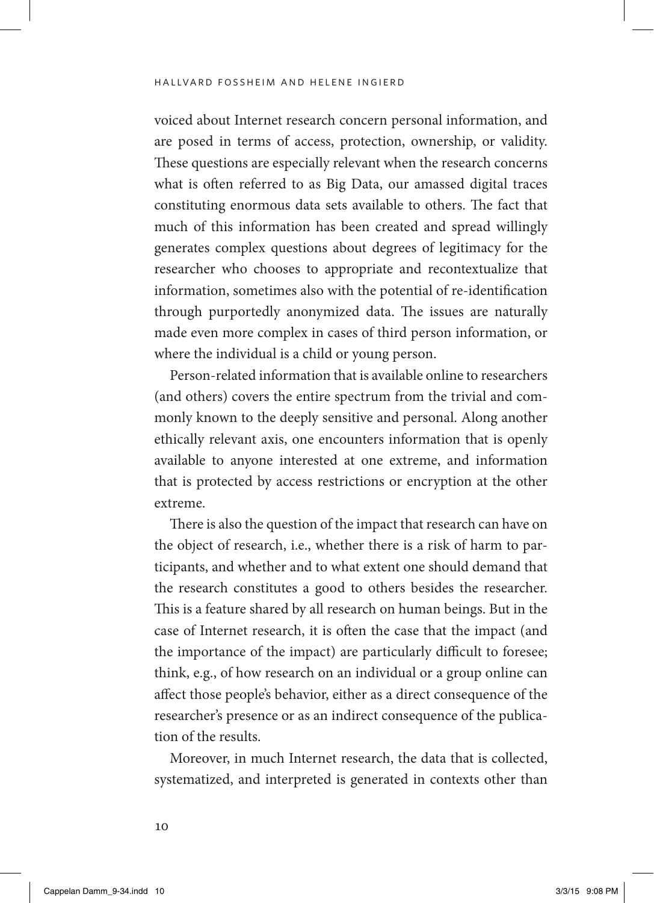voiced about Internet research concern personal information, and are posed in terms of access, protection, ownership, or validity. These questions are especially relevant when the research concerns what is often referred to as Big Data, our amassed digital traces constituting enormous data sets available to others. The fact that much of this information has been created and spread willingly generates complex questions about degrees of legitimacy for the researcher who chooses to appropriate and recontextualize that information, sometimes also with the potential of re-identification through purportedly anonymized data. The issues are naturally made even more complex in cases of third person information, or where the individual is a child or young person.

Person-related information that is available online to researchers (and others) covers the entire spectrum from the trivial and commonly known to the deeply sensitive and personal. Along another ethically relevant axis, one encounters information that is openly available to anyone interested at one extreme, and information that is protected by access restrictions or encryption at the other extreme.

There is also the question of the impact that research can have on the object of research, i.e., whether there is a risk of harm to participants, and whether and to what extent one should demand that the research constitutes a good to others besides the researcher. This is a feature shared by all research on human beings. But in the case of Internet research, it is often the case that the impact (and the importance of the impact) are particularly difficult to foresee; think, e.g., of how research on an individual or a group online can affect those people's behavior, either as a direct consequence of the researcher's presence or as an indirect consequence of the publication of the results.

Moreover, in much Internet research, the data that is collected, systematized, and interpreted is generated in contexts other than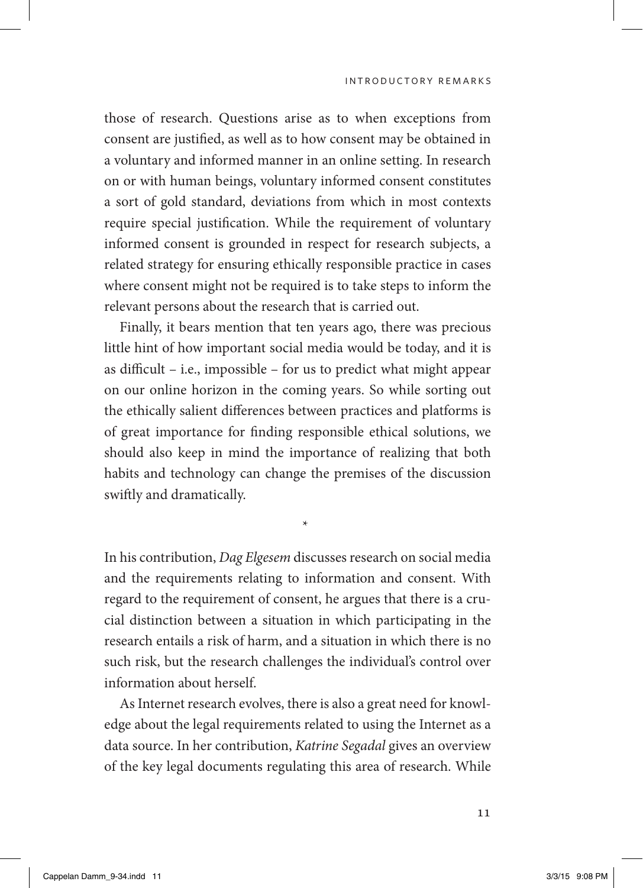those of research. Questions arise as to when exceptions from consent are justified, as well as to how consent may be obtained in a voluntary and informed manner in an online setting. In research on or with human beings, voluntary informed consent constitutes a sort of gold standard, deviations from which in most contexts require special justification. While the requirement of voluntary informed consent is grounded in respect for research subjects, a related strategy for ensuring ethically responsible practice in cases where consent might not be required is to take steps to inform the relevant persons about the research that is carried out.

Finally, it bears mention that ten years ago, there was precious little hint of how important social media would be today, and it is as difficult – i.e., impossible – for us to predict what might appear on our online horizon in the coming years. So while sorting out the ethically salient differences between practices and platforms is of great importance for finding responsible ethical solutions, we should also keep in mind the importance of realizing that both habits and technology can change the premises of the discussion swiftly and dramatically.

*

In his contribution, *Dag Elgesem* discusses research on social media and the requirements relating to information and consent. With regard to the requirement of consent, he argues that there is a crucial distinction between a situation in which participating in the research entails a risk of harm, and a situation in which there is no such risk, but the research challenges the individual's control over information about herself.

As Internet research evolves, there is also a great need for knowledge about the legal requirements related to using the Internet as a data source. In her contribution, *Katrine Segadal* gives an overview of the key legal documents regulating this area of research. While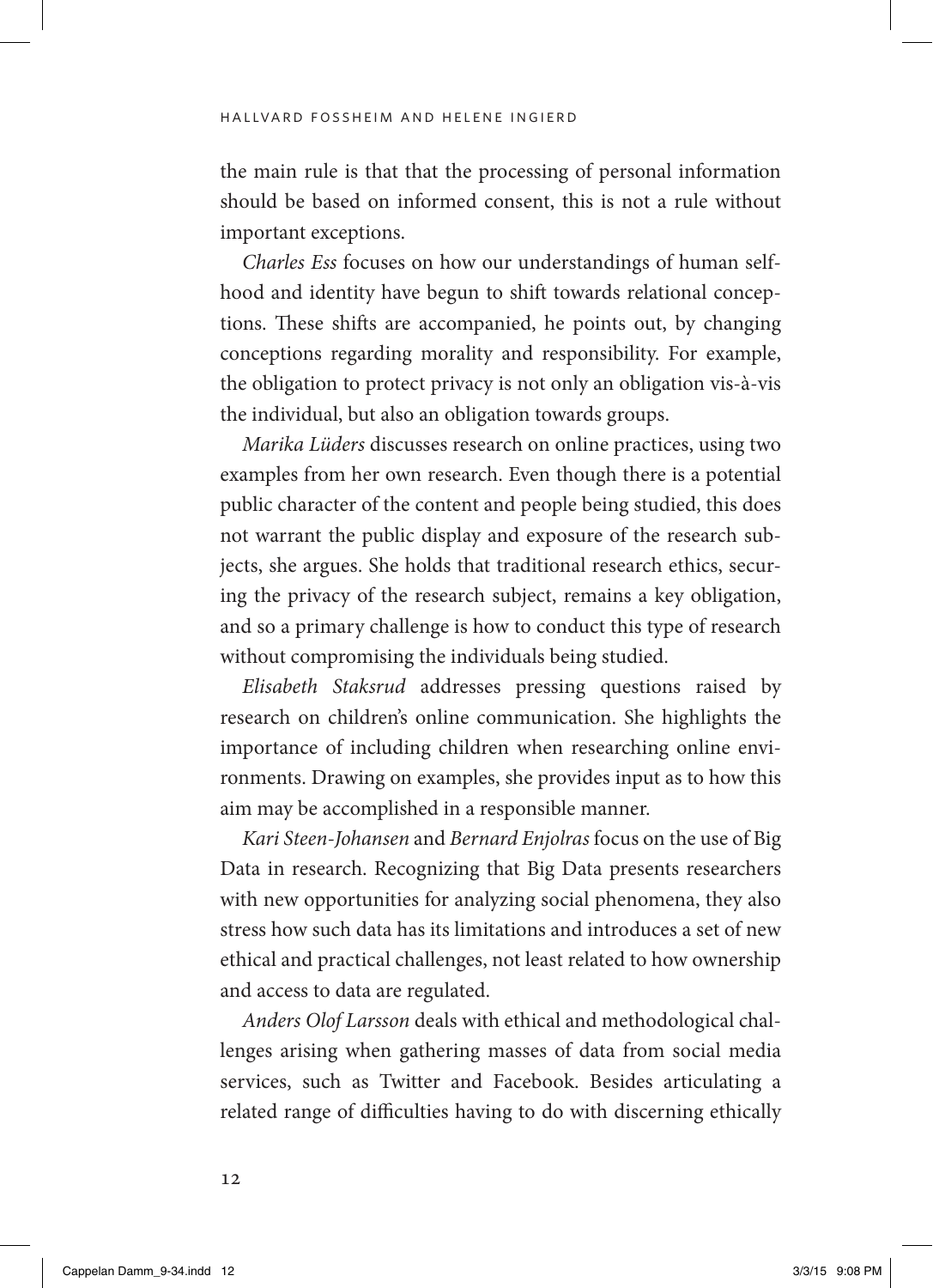the main rule is that that the processing of personal information should be based on informed consent, this is not a rule without important exceptions.

*Charles Ess* focuses on how our understandings of human selfhood and identity have begun to shift towards relational conceptions. These shifts are accompanied, he points out, by changing conceptions regarding morality and responsibility. For example, the obligation to protect privacy is not only an obligation vis-à-vis the individual, but also an obligation towards groups.

*Marika Lüders* discusses research on online practices, using two examples from her own research. Even though there is a potential public character of the content and people being studied, this does not warrant the public display and exposure of the research subjects, she argues. She holds that traditional research ethics, securing the privacy of the research subject, remains a key obligation, and so a primary challenge is how to conduct this type of research without compromising the individuals being studied.

*Elisabeth Staksrud* addresses pressing questions raised by research on children's online communication. She highlights the importance of including children when researching online environments. Drawing on examples, she provides input as to how this aim may be accomplished in a responsible manner.

*Kari Steen-Johansen* and *Bernard Enjolras* focus on the use of Big Data in research. Recognizing that Big Data presents researchers with new opportunities for analyzing social phenomena, they also stress how such data has its limitations and introduces a set of new ethical and practical challenges, not least related to how ownership and access to data are regulated.

*Anders Olof Larsson* deals with ethical and methodological challenges arising when gathering masses of data from social media services, such as Twitter and Facebook. Besides articulating a related range of difficulties having to do with discerning ethically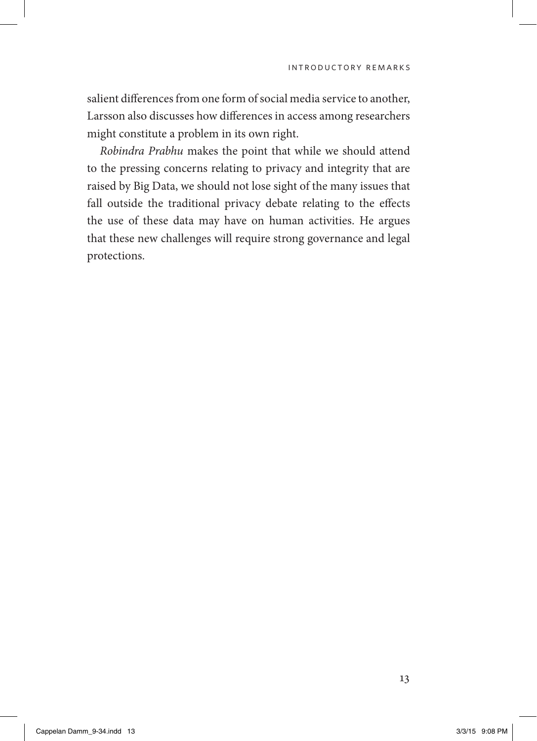salient differences from one form of social media service to another, Larsson also discusses how differences in access among researchers might constitute a problem in its own right.

*Robindra Prabhu* makes the point that while we should attend to the pressing concerns relating to privacy and integrity that are raised by Big Data, we should not lose sight of the many issues that fall outside the traditional privacy debate relating to the effects the use of these data may have on human activities. He argues that these new challenges will require strong governance and legal protections.